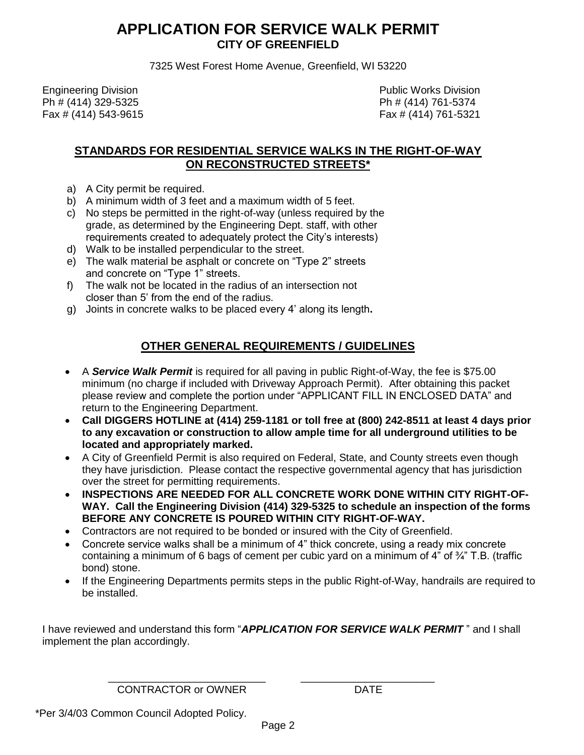# APPLICATION FOR SERVICE WALK PERMIT
## CITY OF GREENFIELD

7325 West Forest Home Avenue, Greenfield, WI 53220

Engineering Division
Ph # (414) 329-5325
Fax # (414) 543-9615

Public Works Division
Ph # (414) 761-5374
Fax # (414) 761-5321

### STANDARDS FOR RESIDENTIAL SERVICE WALKS IN THE RIGHT-OF-WAY ON RECONSTRUCTED STREETS*

a) A City permit be required.
b) A minimum width of 3 feet and a maximum width of 5 feet.
c) No steps be permitted in the right-of-way (unless required by the grade, as determined by the Engineering Dept. staff, with other requirements created to adequately protect the City's interests)
d) Walk to be installed perpendicular to the street.
e) The walk material be asphalt or concrete on "Type 2" streets and concrete on "Type 1" streets.
f) The walk not be located in the radius of an intersection not closer than 5' from the end of the radius.
g) Joints in concrete walks to be placed every 4' along its length**.**

### OTHER GENERAL REQUIREMENTS / GUIDELINES

- A ***Service Walk Permit*** is required for all paving in public Right-of-Way, the fee is $75.00 minimum (no charge if included with Driveway Approach Permit). After obtaining this packet please review and complete the portion under "APPLICANT FILL IN ENCLOSED DATA" and return to the Engineering Department.
- **Call DIGGERS HOTLINE at (414) 259-1181 or toll free at (800) 242-8511 at least 4 days prior to any excavation or construction to allow ample time for all underground utilities to be located and appropriately marked.**
- A City of Greenfield Permit is also required on Federal, State, and County streets even though they have jurisdiction. Please contact the respective governmental agency that has jurisdiction over the street for permitting requirements.
- **INSPECTIONS ARE NEEDED FOR ALL CONCRETE WORK DONE WITHIN CITY RIGHT-OF-WAY. Call the Engineering Division (414) 329-5325 to schedule an inspection of the forms BEFORE ANY CONCRETE IS POURED WITHIN CITY RIGHT-OF-WAY.**
- Contractors are not required to be bonded or insured with the City of Greenfield.
- Concrete service walks shall be a minimum of 4" thick concrete, using a ready mix concrete containing a minimum of 6 bags of cement per cubic yard on a minimum of 4" of ¾" T.B. (traffic bond) stone.
- If the Engineering Departments permits steps in the public Right-of-Way, handrails are required to be installed.

I have reviewed and understand this form "***APPLICATION FOR SERVICE WALK PERMIT*** " and I shall implement the plan accordingly.

_____________________________ &nbsp;&nbsp;&nbsp;&nbsp; _________________________
CONTRACTOR or OWNER &nbsp;&nbsp;&nbsp;&nbsp; DATE

*Per 3/4/03 Common Council Adopted Policy.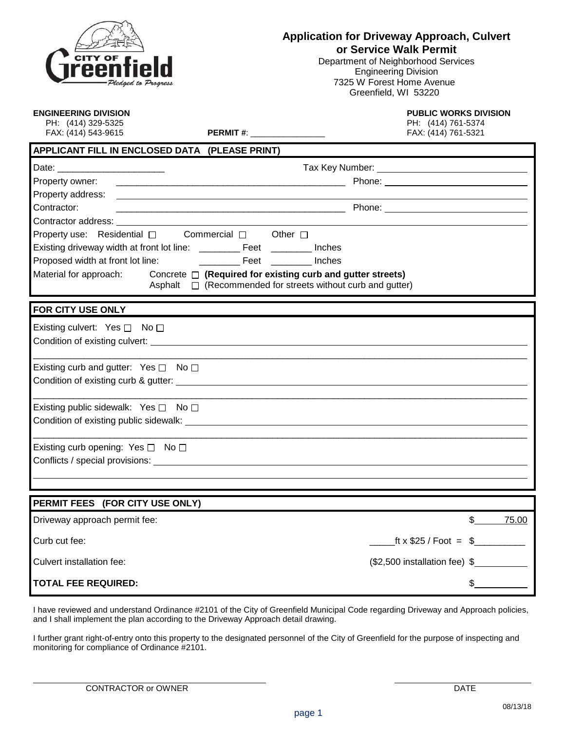CITY OF Greenfield
Pledged to Progress

# Application for Driveway Approach, Culvert or Service Walk Permit

Department of Neighborhood Services
Engineering Division
7325 W Forest Home Avenue
Greenfield, WI 53220

**ENGINEERING DIVISION**
PH: (414) 329-5325
FAX: (414) 543-9615

**PERMIT #**: ________________

**PUBLIC WORKS DIVISION**
PH: (414) 761-5374
FAX: (414) 761-5321

## APPLICANT FILL IN ENCLOSED DATA (PLEASE PRINT)

Date: ______________________ Tax Key Number: ______________________

Property owner: ______________________ Phone: ______________________

Property address: ______________________

Contractor: ______________________ Phone: ______________________

Contractor address: ______________________

Property use: Residential ☐ Commercial ☐ Other ☐

Existing driveway width at front lot line: ________ Feet ________ Inches

Proposed width at front lot line: ________ Feet ________ Inches

Material for approach: Concrete ☐ **(Required for existing curb and gutter streets)**
Asphalt ☐ (Recommended for streets without curb and gutter)

## FOR CITY USE ONLY

Existing culvert: Yes ☐ No ☐

Condition of existing culvert: ______________________

Existing curb and gutter: Yes ☐ No ☐

Condition of existing curb & gutter: ______________________

Existing public sidewalk: Yes ☐ No ☐

Condition of existing public sidewalk: ______________________

Existing curb opening: Yes ☐ No ☐

Conflicts / special provisions: ______________________

## PERMIT FEES (FOR CITY USE ONLY)

| | |
|---|---|
| Driveway approach permit fee: | $ 75.00 |
| Curb cut fee: | _____ft x $25 / Foot = $__________ |
| Culvert installation fee: | ($2,500 installation fee) $__________ |
| **TOTAL FEE REQUIRED:** | $__________ |

I have reviewed and understand Ordinance #2101 of the City of Greenfield Municipal Code regarding Driveway and Approach policies, and I shall implement the plan according to the Driveway Approach detail drawing.

I further grant right-of-entry onto this property to the designated personnel of the City of Greenfield for the purpose of inspecting and monitoring for compliance of Ordinance #2101.

______________________ CONTRACTOR or OWNER

______________________ DATE

08/13/18